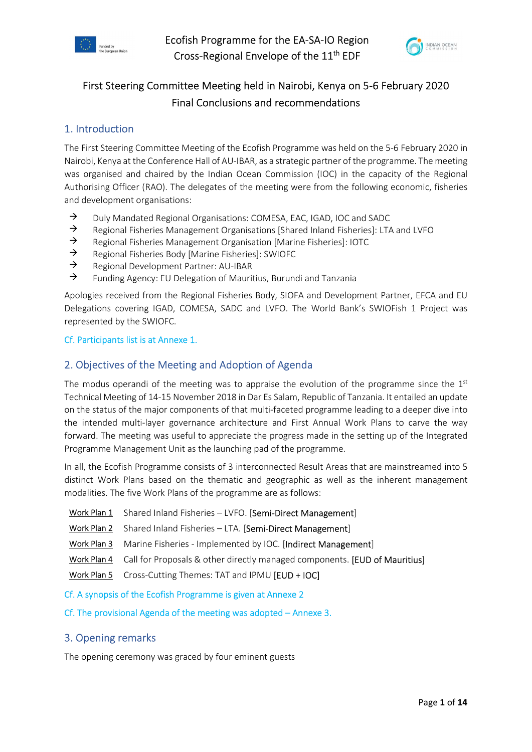Ecofish Programme for the EA-SA-IO Region
Cross-Regional Envelope of the 11th EDF

# First Steering Committee Meeting held in Nairobi, Kenya on 5-6 February 2020
# Final Conclusions and recommendations

## 1. Introduction

The First Steering Committee Meeting of the Ecofish Programme was held on the 5-6 February 2020 in Nairobi, Kenya at the Conference Hall of AU-IBAR, as a strategic partner of the programme. The meeting was organised and chaired by the Indian Ocean Commission (IOC) in the capacity of the Regional Authorising Officer (RAO). The delegates of the meeting were from the following economic, fisheries and development organisations:

- → Duly Mandated Regional Organisations: COMESA, EAC, IGAD, IOC and SADC
- → Regional Fisheries Management Organisations [Shared Inland Fisheries]: LTA and LVFO
- → Regional Fisheries Management Organisation [Marine Fisheries]: IOTC
- → Regional Fisheries Body [Marine Fisheries]: SWIOFC
- → Regional Development Partner: AU-IBAR
- → Funding Agency: EU Delegation of Mauritius, Burundi and Tanzania

Apologies received from the Regional Fisheries Body, SIOFA and Development Partner, EFCA and EU Delegations covering IGAD, COMESA, SADC and LVFO. The World Bank's SWIOFish 1 Project was represented by the SWIOFC.

Cf. Participants list is at Annexe 1.

## 2. Objectives of the Meeting and Adoption of Agenda

The modus operandi of the meeting was to appraise the evolution of the programme since the 1st Technical Meeting of 14-15 November 2018 in Dar Es Salam, Republic of Tanzania. It entailed an update on the status of the major components of that multi-faceted programme leading to a deeper dive into the intended multi-layer governance architecture and First Annual Work Plans to carve the way forward. The meeting was useful to appreciate the progress made in the setting up of the Integrated Programme Management Unit as the launching pad of the programme.

In all, the Ecofish Programme consists of 3 interconnected Result Areas that are mainstreamed into 5 distinct Work Plans based on the thematic and geographic as well as the inherent management modalities. The five Work Plans of the programme are as follows:

- Work Plan 1 Shared Inland Fisheries – LVFO. [Semi-Direct Management]
- Work Plan 2 Shared Inland Fisheries – LTA. [Semi-Direct Management]
- Work Plan 3 Marine Fisheries - Implemented by IOC. [Indirect Management]
- Work Plan 4 Call for Proposals & other directly managed components. [EUD of Mauritius]
- Work Plan 5 Cross-Cutting Themes: TAT and IPMU [EUD + IOC]

Cf. A synopsis of the Ecofish Programme is given at Annexe 2

Cf. The provisional Agenda of the meeting was adopted – Annexe 3.

## 3. Opening remarks

The opening ceremony was graced by four eminent guests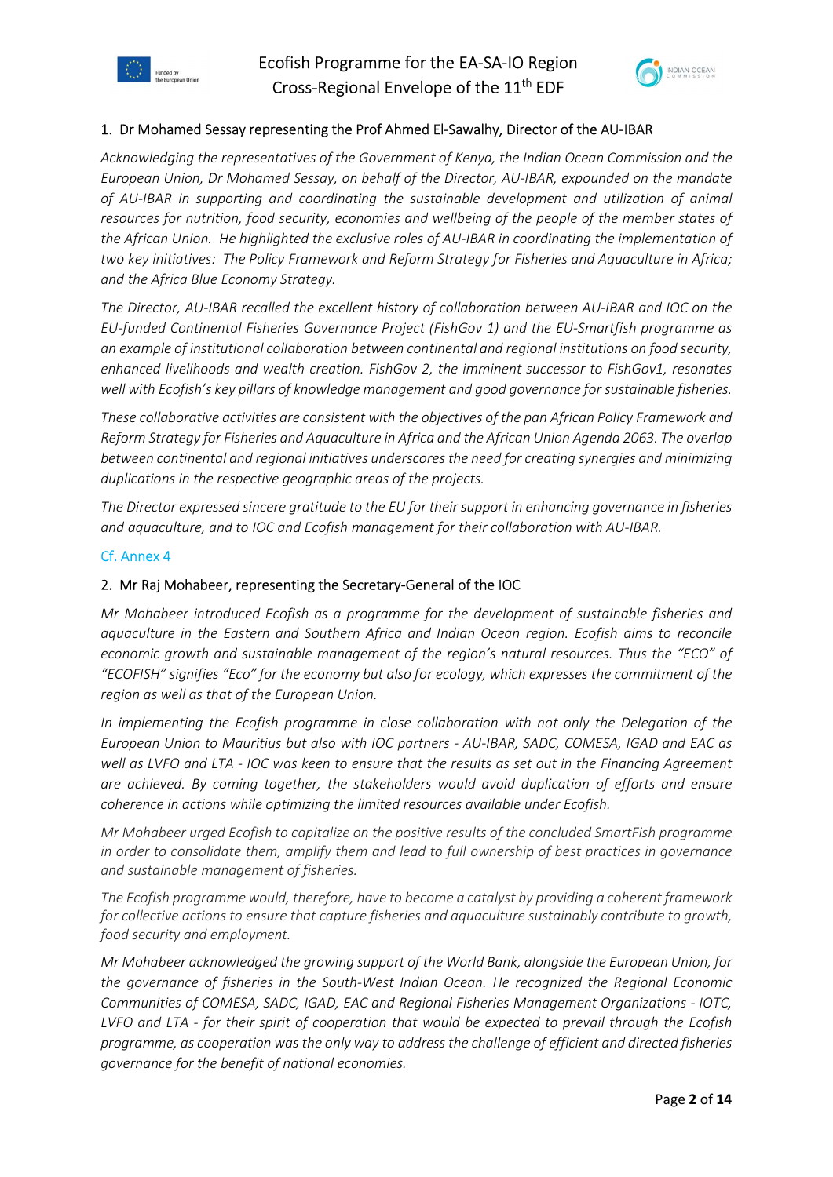## 1. Dr Mohamed Sessay representing the Prof Ahmed El-Sawalhy, Director of the AU-IBAR

*Acknowledging the representatives of the Government of Kenya, the Indian Ocean Commission and the European Union, Dr Mohamed Sessay, on behalf of the Director, AU-IBAR, expounded on the mandate of AU-IBAR in supporting and coordinating the sustainable development and utilization of animal resources for nutrition, food security, economies and wellbeing of the people of the member states of the African Union. He highlighted the exclusive roles of AU-IBAR in coordinating the implementation of two key initiatives: The Policy Framework and Reform Strategy for Fisheries and Aquaculture in Africa; and the Africa Blue Economy Strategy.*

*The Director, AU-IBAR recalled the excellent history of collaboration between AU-IBAR and IOC on the EU-funded Continental Fisheries Governance Project (FishGov 1) and the EU-Smartfish programme as an example of institutional collaboration between continental and regional institutions on food security, enhanced livelihoods and wealth creation. FishGov 2, the imminent successor to FishGov1, resonates well with Ecofish's key pillars of knowledge management and good governance for sustainable fisheries.*

*These collaborative activities are consistent with the objectives of the pan African Policy Framework and Reform Strategy for Fisheries and Aquaculture in Africa and the African Union Agenda 2063. The overlap between continental and regional initiatives underscores the need for creating synergies and minimizing duplications in the respective geographic areas of the projects.*

*The Director expressed sincere gratitude to the EU for their support in enhancing governance in fisheries and aquaculture, and to IOC and Ecofish management for their collaboration with AU-IBAR.*

Cf. Annex 4

## 2. Mr Raj Mohabeer, representing the Secretary-General of the IOC

*Mr Mohabeer introduced Ecofish as a programme for the development of sustainable fisheries and aquaculture in the Eastern and Southern Africa and Indian Ocean region. Ecofish aims to reconcile economic growth and sustainable management of the region's natural resources. Thus the "ECO" of "ECOFISH" signifies "Eco" for the economy but also for ecology, which expresses the commitment of the region as well as that of the European Union.*

*In implementing the Ecofish programme in close collaboration with not only the Delegation of the European Union to Mauritius but also with IOC partners - AU-IBAR, SADC, COMESA, IGAD and EAC as well as LVFO and LTA - IOC was keen to ensure that the results as set out in the Financing Agreement are achieved. By coming together, the stakeholders would avoid duplication of efforts and ensure coherence in actions while optimizing the limited resources available under Ecofish.*

*Mr Mohabeer urged Ecofish to capitalize on the positive results of the concluded SmartFish programme in order to consolidate them, amplify them and lead to full ownership of best practices in governance and sustainable management of fisheries.*

*The Ecofish programme would, therefore, have to become a catalyst by providing a coherent framework for collective actions to ensure that capture fisheries and aquaculture sustainably contribute to growth, food security and employment.*

*Mr Mohabeer acknowledged the growing support of the World Bank, alongside the European Union, for the governance of fisheries in the South-West Indian Ocean. He recognized the Regional Economic Communities of COMESA, SADC, IGAD, EAC and Regional Fisheries Management Organizations - IOTC, LVFO and LTA - for their spirit of cooperation that would be expected to prevail through the Ecofish programme, as cooperation was the only way to address the challenge of efficient and directed fisheries governance for the benefit of national economies.*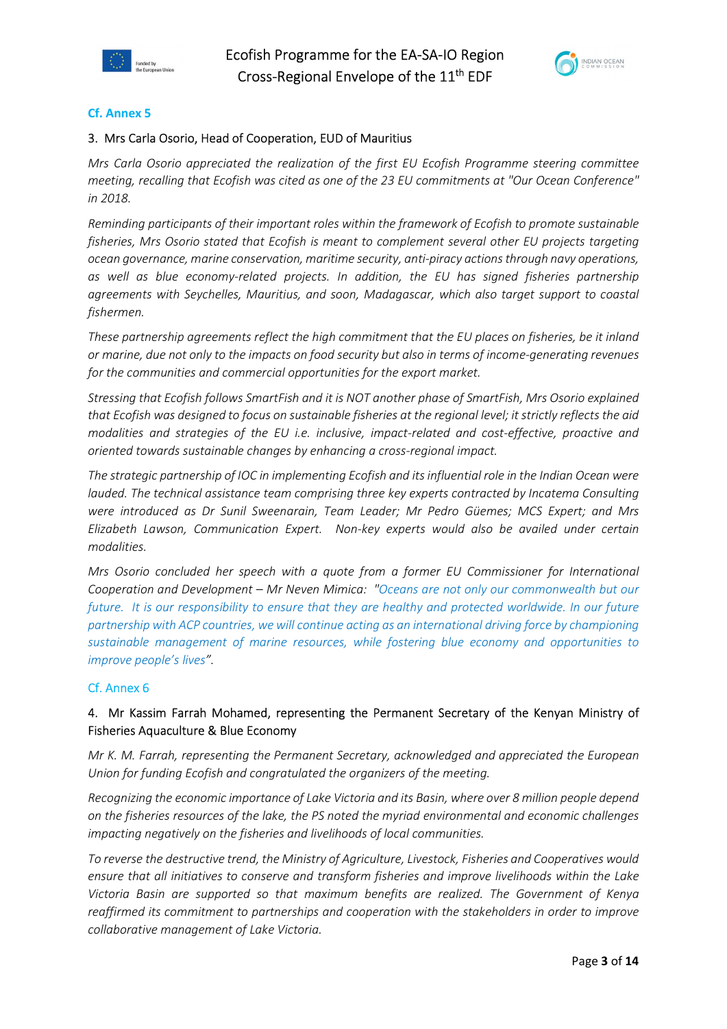**Cf. Annex 5**

3. Mrs Carla Osorio, Head of Cooperation, EUD of Mauritius

*Mrs Carla Osorio appreciated the realization of the first EU Ecofish Programme steering committee meeting, recalling that Ecofish was cited as one of the 23 EU commitments at "Our Ocean Conference" in 2018.*

*Reminding participants of their important roles within the framework of Ecofish to promote sustainable fisheries, Mrs Osorio stated that Ecofish is meant to complement several other EU projects targeting ocean governance, marine conservation, maritime security, anti-piracy actions through navy operations, as well as blue economy-related projects. In addition, the EU has signed fisheries partnership agreements with Seychelles, Mauritius, and soon, Madagascar, which also target support to coastal fishermen.*

*These partnership agreements reflect the high commitment that the EU places on fisheries, be it inland or marine, due not only to the impacts on food security but also in terms of income-generating revenues for the communities and commercial opportunities for the export market.*

*Stressing that Ecofish follows SmartFish and it is NOT another phase of SmartFish, Mrs Osorio explained that Ecofish was designed to focus on sustainable fisheries at the regional level; it strictly reflects the aid modalities and strategies of the EU i.e. inclusive, impact-related and cost-effective, proactive and oriented towards sustainable changes by enhancing a cross-regional impact.*

*The strategic partnership of IOC in implementing Ecofish and its influential role in the Indian Ocean were lauded. The technical assistance team comprising three key experts contracted by Incatema Consulting were introduced as Dr Sunil Sweenarain, Team Leader; Mr Pedro Güemes; MCS Expert; and Mrs Elizabeth Lawson, Communication Expert. Non-key experts would also be availed under certain modalities.*

*Mrs Osorio concluded her speech with a quote from a former EU Commissioner for International Cooperation and Development – Mr Neven Mimica: "Oceans are not only our commonwealth but our future. It is our responsibility to ensure that they are healthy and protected worldwide. In our future partnership with ACP countries, we will continue acting as an international driving force by championing sustainable management of marine resources, while fostering blue economy and opportunities to improve people's lives".*

Cf. Annex 6

4. Mr Kassim Farrah Mohamed, representing the Permanent Secretary of the Kenyan Ministry of Fisheries Aquaculture & Blue Economy

*Mr K. M. Farrah, representing the Permanent Secretary, acknowledged and appreciated the European Union for funding Ecofish and congratulated the organizers of the meeting.*

*Recognizing the economic importance of Lake Victoria and its Basin, where over 8 million people depend on the fisheries resources of the lake, the PS noted the myriad environmental and economic challenges impacting negatively on the fisheries and livelihoods of local communities.*

*To reverse the destructive trend, the Ministry of Agriculture, Livestock, Fisheries and Cooperatives would ensure that all initiatives to conserve and transform fisheries and improve livelihoods within the Lake Victoria Basin are supported so that maximum benefits are realized. The Government of Kenya reaffirmed its commitment to partnerships and cooperation with the stakeholders in order to improve collaborative management of Lake Victoria.*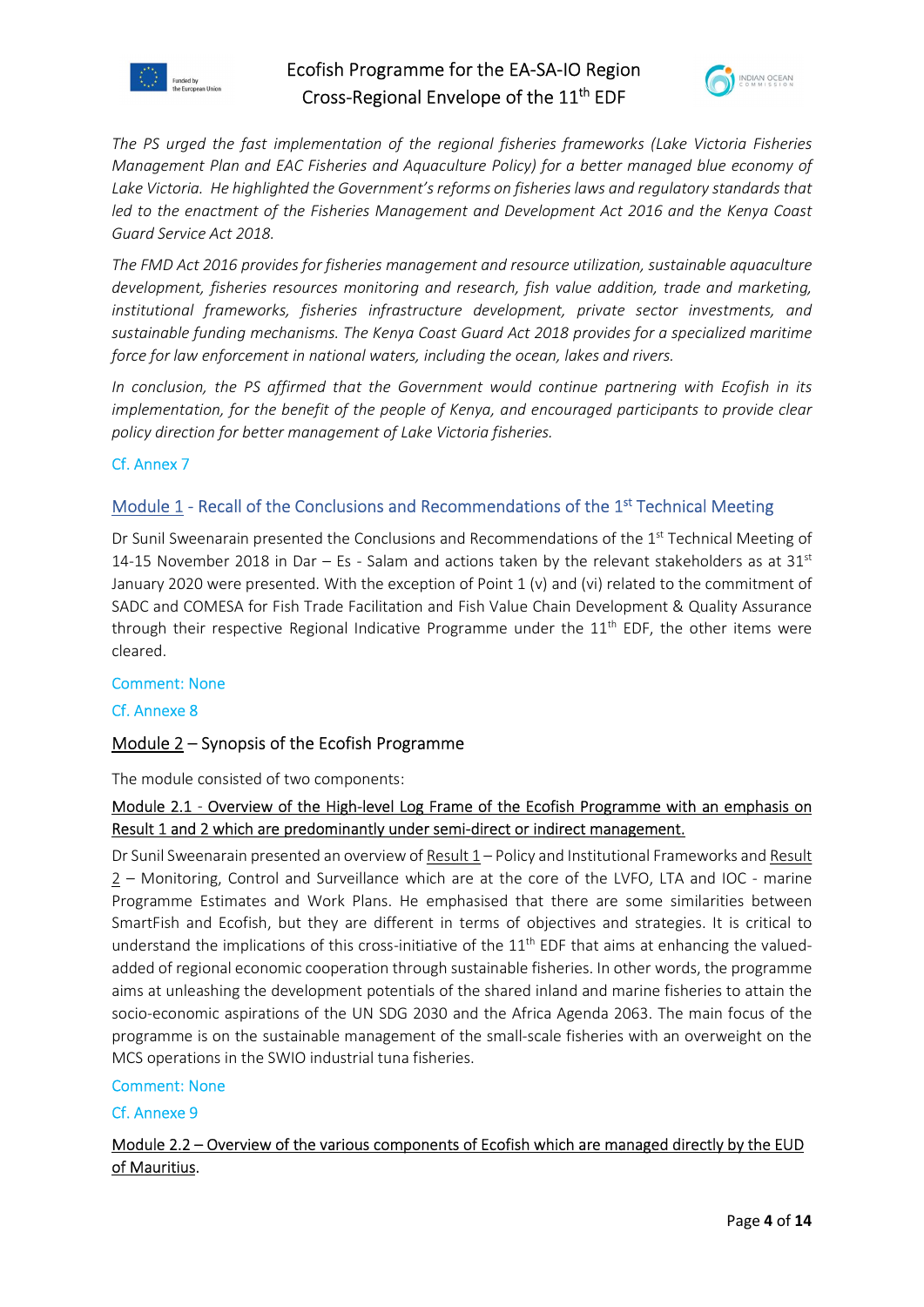*The PS urged the fast implementation of the regional fisheries frameworks (Lake Victoria Fisheries Management Plan and EAC Fisheries and Aquaculture Policy) for a better managed blue economy of Lake Victoria. He highlighted the Government's reforms on fisheries laws and regulatory standards that led to the enactment of the Fisheries Management and Development Act 2016 and the Kenya Coast Guard Service Act 2018.*

*The FMD Act 2016 provides for fisheries management and resource utilization, sustainable aquaculture development, fisheries resources monitoring and research, fish value addition, trade and marketing, institutional frameworks, fisheries infrastructure development, private sector investments, and sustainable funding mechanisms. The Kenya Coast Guard Act 2018 provides for a specialized maritime force for law enforcement in national waters, including the ocean, lakes and rivers.*

*In conclusion, the PS affirmed that the Government would continue partnering with Ecofish in its implementation, for the benefit of the people of Kenya, and encouraged participants to provide clear policy direction for better management of Lake Victoria fisheries.*

Cf. Annex 7

## Module 1 - Recall of the Conclusions and Recommendations of the 1st Technical Meeting

Dr Sunil Sweenarain presented the Conclusions and Recommendations of the 1st Technical Meeting of 14-15 November 2018 in Dar – Es - Salam and actions taken by the relevant stakeholders as at 31st January 2020 were presented. With the exception of Point 1 (v) and (vi) related to the commitment of SADC and COMESA for Fish Trade Facilitation and Fish Value Chain Development & Quality Assurance through their respective Regional Indicative Programme under the 11th EDF, the other items were cleared.

Comment: None

Cf. Annexe 8

## Module 2 – Synopsis of the Ecofish Programme

The module consisted of two components:

### Module 2.1 - Overview of the High-level Log Frame of the Ecofish Programme with an emphasis on Result 1 and 2 which are predominantly under semi-direct or indirect management.

Dr Sunil Sweenarain presented an overview of Result 1 – Policy and Institutional Frameworks and Result 2 – Monitoring, Control and Surveillance which are at the core of the LVFO, LTA and IOC - marine Programme Estimates and Work Plans. He emphasised that there are some similarities between SmartFish and Ecofish, but they are different in terms of objectives and strategies. It is critical to understand the implications of this cross-initiative of the 11th EDF that aims at enhancing the valued-added of regional economic cooperation through sustainable fisheries. In other words, the programme aims at unleashing the development potentials of the shared inland and marine fisheries to attain the socio-economic aspirations of the UN SDG 2030 and the Africa Agenda 2063. The main focus of the programme is on the sustainable management of the small-scale fisheries with an overweight on the MCS operations in the SWIO industrial tuna fisheries.

Comment: None

Cf. Annexe 9

### Module 2.2 – Overview of the various components of Ecofish which are managed directly by the EUD of Mauritius.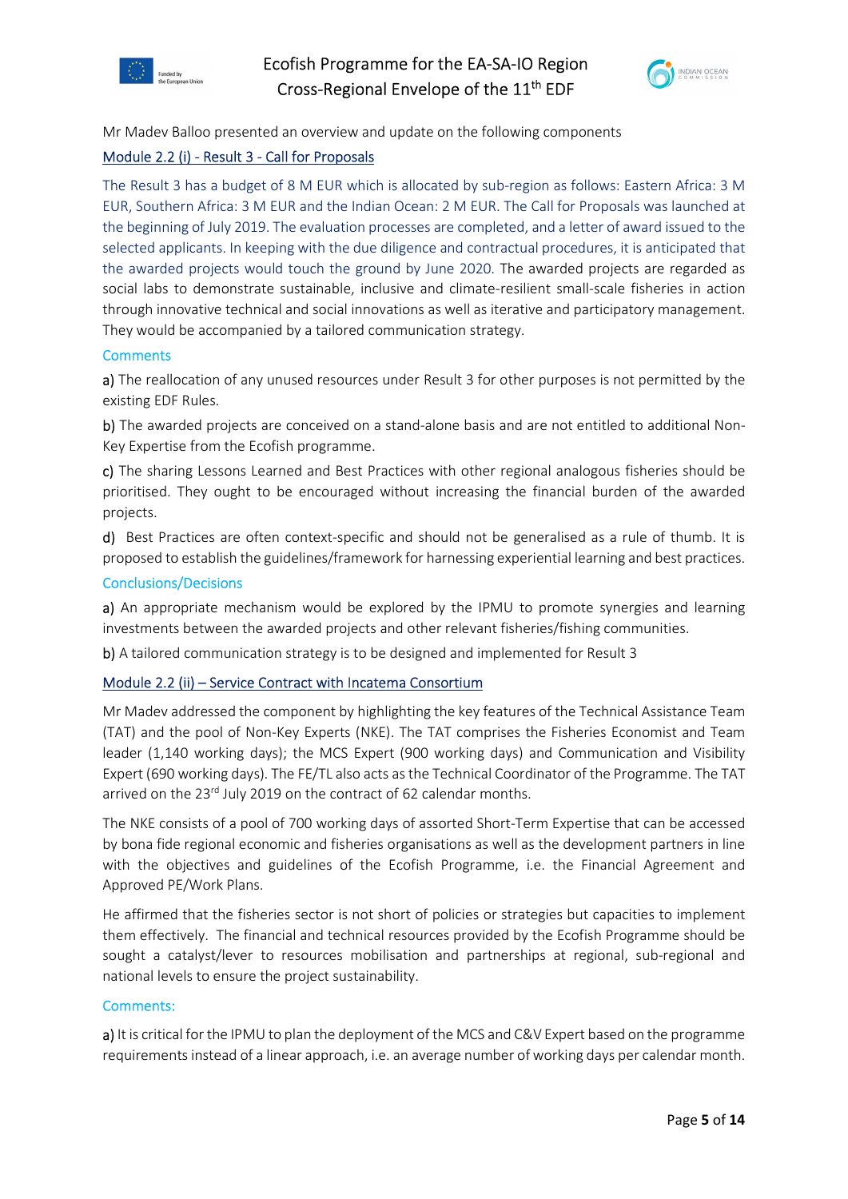Mr Madev Balloo presented an overview and update on the following components

Module 2.2 (i) - Result 3 - Call for Proposals

The Result 3 has a budget of 8 M EUR which is allocated by sub-region as follows: Eastern Africa: 3 M EUR, Southern Africa: 3 M EUR and the Indian Ocean: 2 M EUR. The Call for Proposals was launched at the beginning of July 2019. The evaluation processes are completed, and a letter of award issued to the selected applicants. In keeping with the due diligence and contractual procedures, it is anticipated that the awarded projects would touch the ground by June 2020. The awarded projects are regarded as social labs to demonstrate sustainable, inclusive and climate-resilient small-scale fisheries in action through innovative technical and social innovations as well as iterative and participatory management. They would be accompanied by a tailored communication strategy.

Comments

**a)** The reallocation of any unused resources under Result 3 for other purposes is not permitted by the existing EDF Rules.

**b)** The awarded projects are conceived on a stand-alone basis and are not entitled to additional Non-Key Expertise from the Ecofish programme.

**c)** The sharing Lessons Learned and Best Practices with other regional analogous fisheries should be prioritised. They ought to be encouraged without increasing the financial burden of the awarded projects.

**d)** Best Practices are often context-specific and should not be generalised as a rule of thumb. It is proposed to establish the guidelines/framework for harnessing experiential learning and best practices.

Conclusions/Decisions

**a)** An appropriate mechanism would be explored by the IPMU to promote synergies and learning investments between the awarded projects and other relevant fisheries/fishing communities.

**b)** A tailored communication strategy is to be designed and implemented for Result 3

Module 2.2 (ii) – Service Contract with Incatema Consortium

Mr Madev addressed the component by highlighting the key features of the Technical Assistance Team (TAT) and the pool of Non-Key Experts (NKE). The TAT comprises the Fisheries Economist and Team leader (1,140 working days); the MCS Expert (900 working days) and Communication and Visibility Expert (690 working days). The FE/TL also acts as the Technical Coordinator of the Programme. The TAT arrived on the 23rd July 2019 on the contract of 62 calendar months.

The NKE consists of a pool of 700 working days of assorted Short-Term Expertise that can be accessed by bona fide regional economic and fisheries organisations as well as the development partners in line with the objectives and guidelines of the Ecofish Programme, i.e. the Financial Agreement and Approved PE/Work Plans.

He affirmed that the fisheries sector is not short of policies or strategies but capacities to implement them effectively. The financial and technical resources provided by the Ecofish Programme should be sought a catalyst/lever to resources mobilisation and partnerships at regional, sub-regional and national levels to ensure the project sustainability.

Comments:

**a)** It is critical for the IPMU to plan the deployment of the MCS and C&V Expert based on the programme requirements instead of a linear approach, i.e. an average number of working days per calendar month.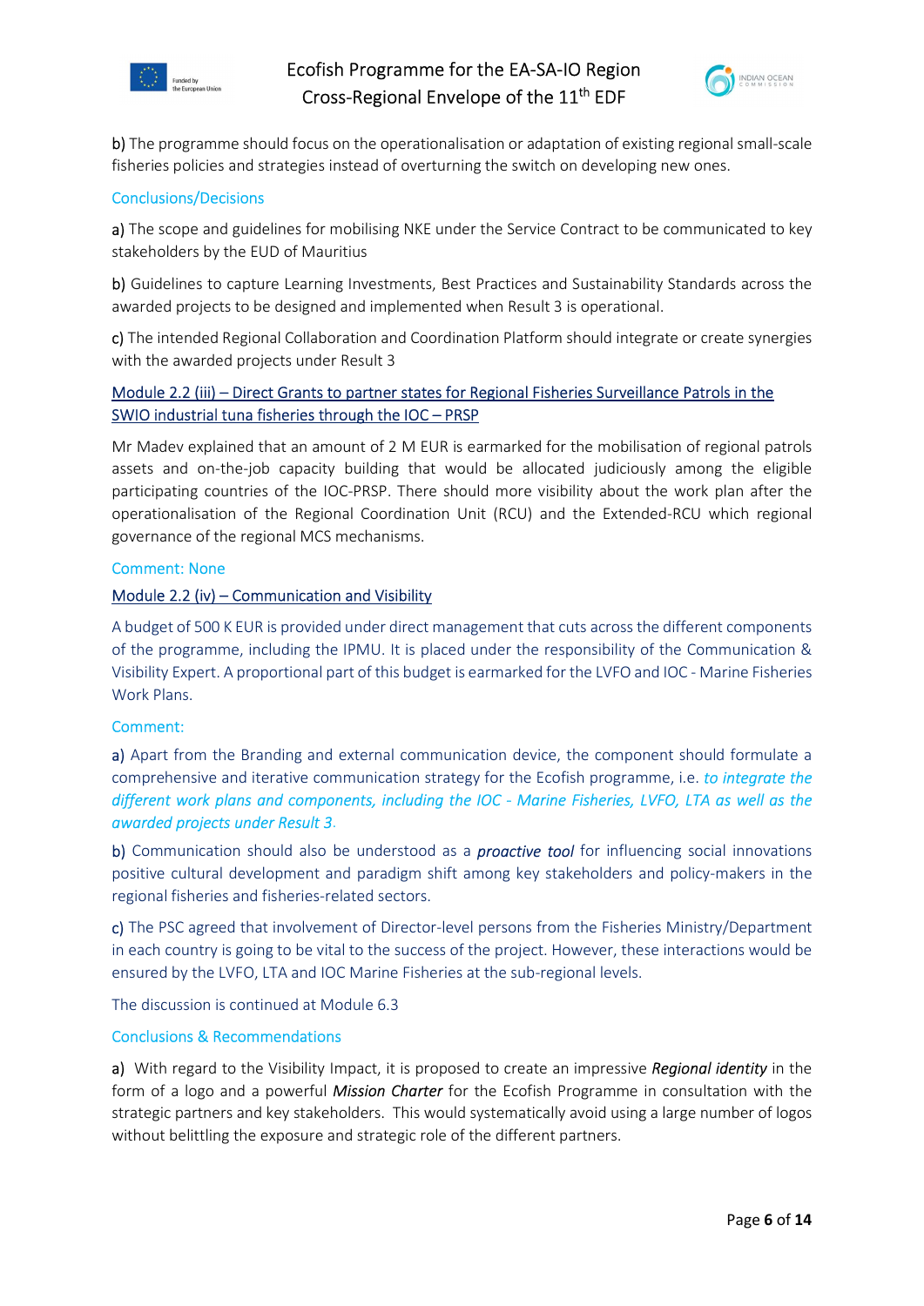b) The programme should focus on the operationalisation or adaptation of existing regional small-scale fisheries policies and strategies instead of overturning the switch on developing new ones.

Conclusions/Decisions

a) The scope and guidelines for mobilising NKE under the Service Contract to be communicated to key stakeholders by the EUD of Mauritius

b) Guidelines to capture Learning Investments, Best Practices and Sustainability Standards across the awarded projects to be designed and implemented when Result 3 is operational.

c) The intended Regional Collaboration and Coordination Platform should integrate or create synergies with the awarded projects under Result 3

Module 2.2 (iii) – Direct Grants to partner states for Regional Fisheries Surveillance Patrols in the SWIO industrial tuna fisheries through the IOC – PRSP

Mr Madev explained that an amount of 2 M EUR is earmarked for the mobilisation of regional patrols assets and on-the-job capacity building that would be allocated judiciously among the eligible participating countries of the IOC-PRSP. There should more visibility about the work plan after the operationalisation of the Regional Coordination Unit (RCU) and the Extended-RCU which regional governance of the regional MCS mechanisms.

Comment: None

Module 2.2 (iv) – Communication and Visibility

A budget of 500 K EUR is provided under direct management that cuts across the different components of the programme, including the IPMU. It is placed under the responsibility of the Communication & Visibility Expert. A proportional part of this budget is earmarked for the LVFO and IOC - Marine Fisheries Work Plans.

Comment:

a) Apart from the Branding and external communication device, the component should formulate a comprehensive and iterative communication strategy for the Ecofish programme, i.e. *to integrate the different work plans and components, including the IOC - Marine Fisheries, LVFO, LTA as well as the awarded projects under Result 3*.

b) Communication should also be understood as a ***proactive tool*** for influencing social innovations positive cultural development and paradigm shift among key stakeholders and policy-makers in the regional fisheries and fisheries-related sectors.

c) The PSC agreed that involvement of Director-level persons from the Fisheries Ministry/Department in each country is going to be vital to the success of the project. However, these interactions would be ensured by the LVFO, LTA and IOC Marine Fisheries at the sub-regional levels.

The discussion is continued at Module 6.3

Conclusions & Recommendations

a) With regard to the Visibility Impact, it is proposed to create an impressive ***Regional identity*** in the form of a logo and a powerful ***Mission Charter*** for the Ecofish Programme in consultation with the strategic partners and key stakeholders. This would systematically avoid using a large number of logos without belittling the exposure and strategic role of the different partners.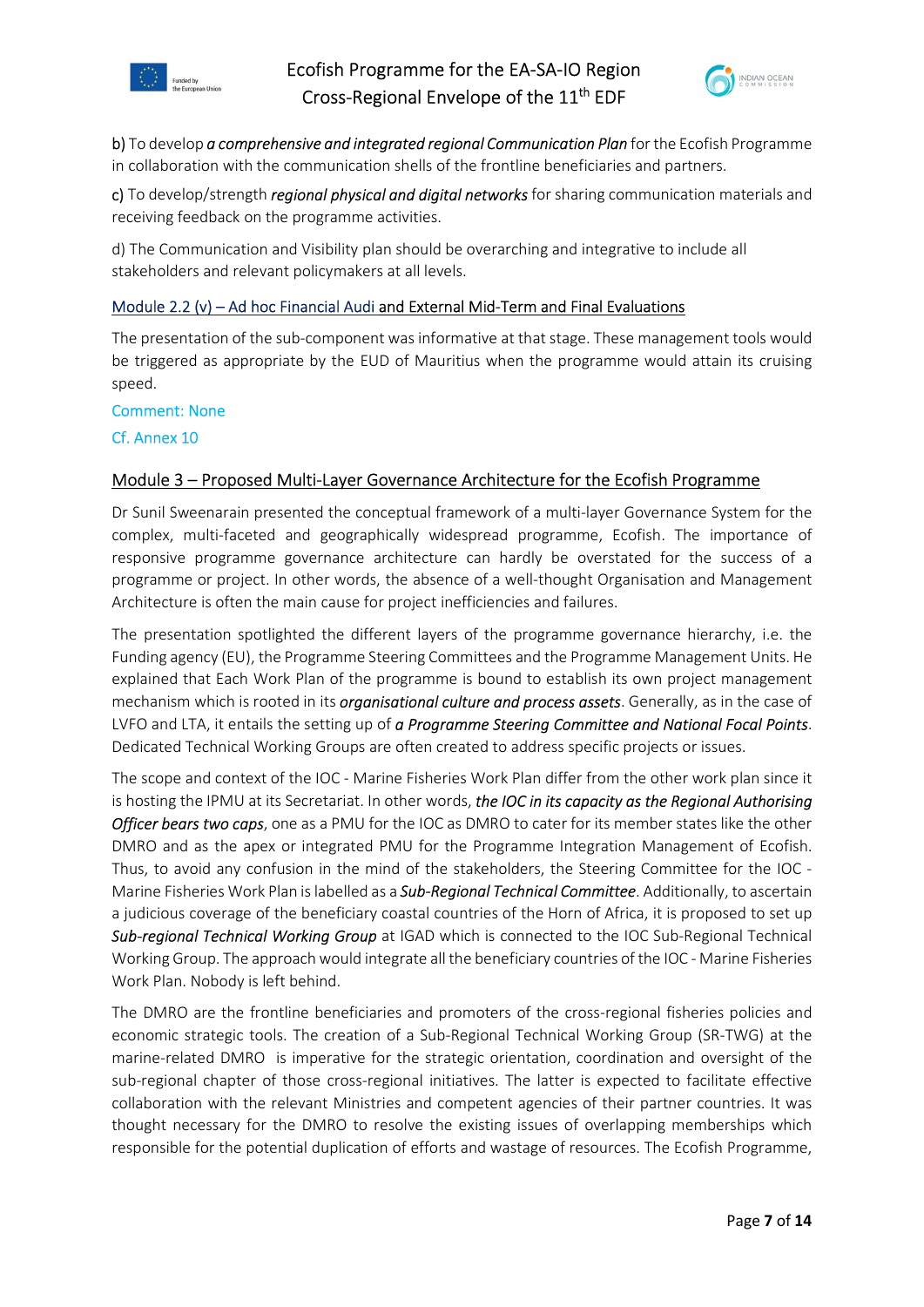b) To develop ***a comprehensive and integrated regional Communication Plan*** for the Ecofish Programme in collaboration with the communication shells of the frontline beneficiaries and partners.

c) To develop/strength ***regional physical and digital networks*** for sharing communication materials and receiving feedback on the programme activities.

d) The Communication and Visibility plan should be overarching and integrative to include all stakeholders and relevant policymakers at all levels.

### Module 2.2 (v) – Ad hoc Financial Audi and External Mid-Term and Final Evaluations

The presentation of the sub-component was informative at that stage. These management tools would be triggered as appropriate by the EUD of Mauritius when the programme would attain its cruising speed.

Comment: None

Cf. Annex 10

## Module 3 – Proposed Multi-Layer Governance Architecture for the Ecofish Programme

Dr Sunil Sweenarain presented the conceptual framework of a multi-layer Governance System for the complex, multi-faceted and geographically widespread programme, Ecofish. The importance of responsive programme governance architecture can hardly be overstated for the success of a programme or project. In other words, the absence of a well-thought Organisation and Management Architecture is often the main cause for project inefficiencies and failures.

The presentation spotlighted the different layers of the programme governance hierarchy, i.e. the Funding agency (EU), the Programme Steering Committees and the Programme Management Units. He explained that Each Work Plan of the programme is bound to establish its own project management mechanism which is rooted in its ***organisational culture and process assets***. Generally, as in the case of LVFO and LTA, it entails the setting up of ***a Programme Steering Committee and National Focal Points***. Dedicated Technical Working Groups are often created to address specific projects or issues.

The scope and context of the IOC - Marine Fisheries Work Plan differ from the other work plan since it is hosting the IPMU at its Secretariat. In other words, ***the IOC in its capacity as the Regional Authorising Officer bears two caps***, one as a PMU for the IOC as DMRO to cater for its member states like the other DMRO and as the apex or integrated PMU for the Programme Integration Management of Ecofish. Thus, to avoid any confusion in the mind of the stakeholders, the Steering Committee for the IOC - Marine Fisheries Work Plan is labelled as a ***Sub-Regional Technical Committee***. Additionally, to ascertain a judicious coverage of the beneficiary coastal countries of the Horn of Africa, it is proposed to set up ***Sub-regional Technical Working Group*** at IGAD which is connected to the IOC Sub-Regional Technical Working Group. The approach would integrate all the beneficiary countries of the IOC - Marine Fisheries Work Plan. Nobody is left behind.

The DMRO are the frontline beneficiaries and promoters of the cross-regional fisheries policies and economic strategic tools. The creation of a Sub-Regional Technical Working Group (SR-TWG) at the marine-related DMRO is imperative for the strategic orientation, coordination and oversight of the sub-regional chapter of those cross-regional initiatives. The latter is expected to facilitate effective collaboration with the relevant Ministries and competent agencies of their partner countries. It was thought necessary for the DMRO to resolve the existing issues of overlapping memberships which responsible for the potential duplication of efforts and wastage of resources. The Ecofish Programme,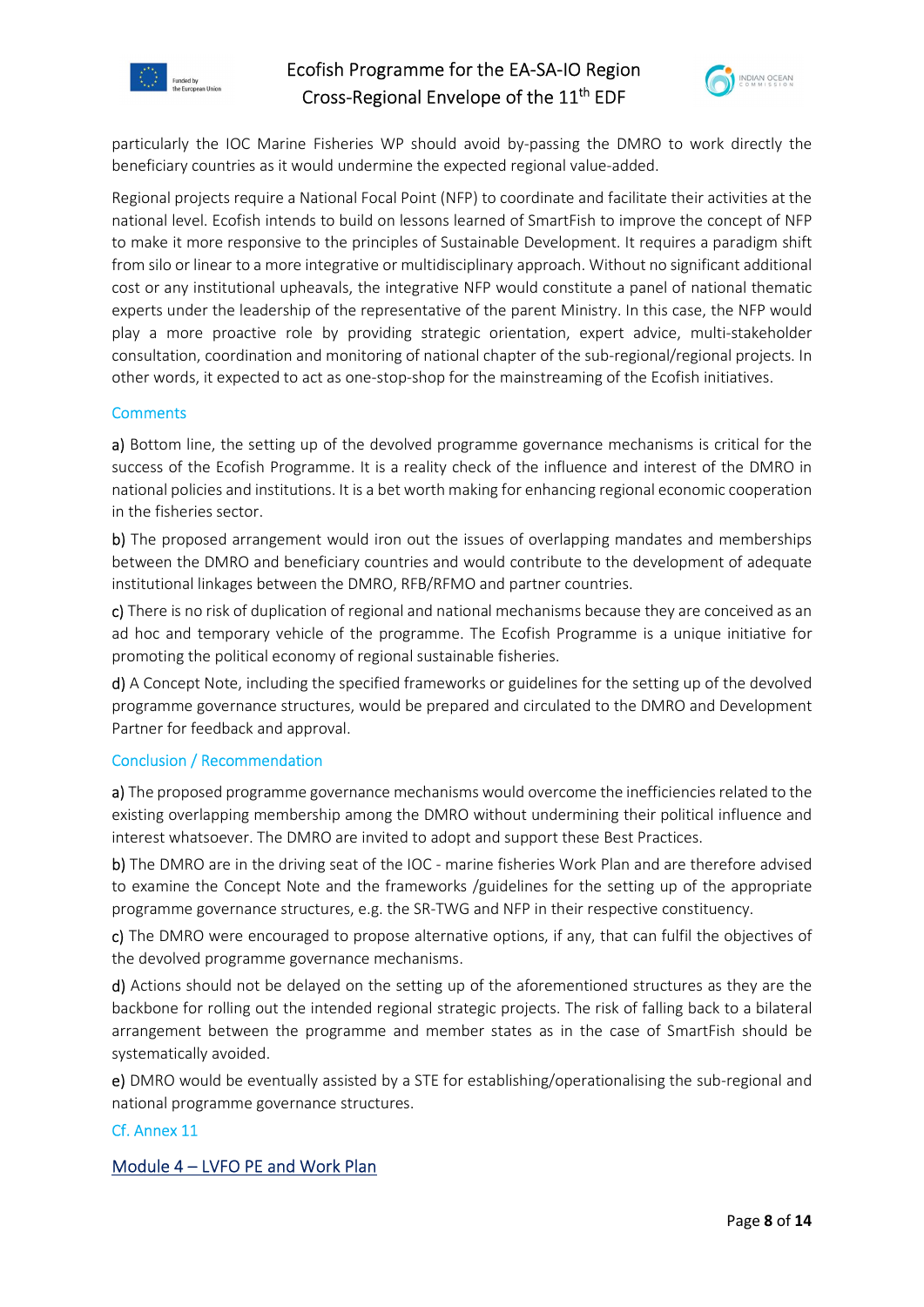particularly the IOC Marine Fisheries WP should avoid by-passing the DMRO to work directly the beneficiary countries as it would undermine the expected regional value-added.

Regional projects require a National Focal Point (NFP) to coordinate and facilitate their activities at the national level. Ecofish intends to build on lessons learned of SmartFish to improve the concept of NFP to make it more responsive to the principles of Sustainable Development. It requires a paradigm shift from silo or linear to a more integrative or multidisciplinary approach. Without no significant additional cost or any institutional upheavals, the integrative NFP would constitute a panel of national thematic experts under the leadership of the representative of the parent Ministry. In this case, the NFP would play a more proactive role by providing strategic orientation, expert advice, multi-stakeholder consultation, coordination and monitoring of national chapter of the sub-regional/regional projects. In other words, it expected to act as one-stop-shop for the mainstreaming of the Ecofish initiatives.

### Comments

**a)** Bottom line, the setting up of the devolved programme governance mechanisms is critical for the success of the Ecofish Programme. It is a reality check of the influence and interest of the DMRO in national policies and institutions. It is a bet worth making for enhancing regional economic cooperation in the fisheries sector.

**b)** The proposed arrangement would iron out the issues of overlapping mandates and memberships between the DMRO and beneficiary countries and would contribute to the development of adequate institutional linkages between the DMRO, RFB/RFMO and partner countries.

**c)** There is no risk of duplication of regional and national mechanisms because they are conceived as an ad hoc and temporary vehicle of the programme. The Ecofish Programme is a unique initiative for promoting the political economy of regional sustainable fisheries.

**d)** A Concept Note, including the specified frameworks or guidelines for the setting up of the devolved programme governance structures, would be prepared and circulated to the DMRO and Development Partner for feedback and approval.

### Conclusion / Recommendation

**a)** The proposed programme governance mechanisms would overcome the inefficiencies related to the existing overlapping membership among the DMRO without undermining their political influence and interest whatsoever. The DMRO are invited to adopt and support these Best Practices.

**b)** The DMRO are in the driving seat of the IOC - marine fisheries Work Plan and are therefore advised to examine the Concept Note and the frameworks /guidelines for the setting up of the appropriate programme governance structures, e.g. the SR-TWG and NFP in their respective constituency.

**c)** The DMRO were encouraged to propose alternative options, if any, that can fulfil the objectives of the devolved programme governance mechanisms.

**d)** Actions should not be delayed on the setting up of the aforementioned structures as they are the backbone for rolling out the intended regional strategic projects. The risk of falling back to a bilateral arrangement between the programme and member states as in the case of SmartFish should be systematically avoided.

**e)** DMRO would be eventually assisted by a STE for establishing/operationalising the sub-regional and national programme governance structures.

Cf. Annex 11

## Module 4 – LVFO PE and Work Plan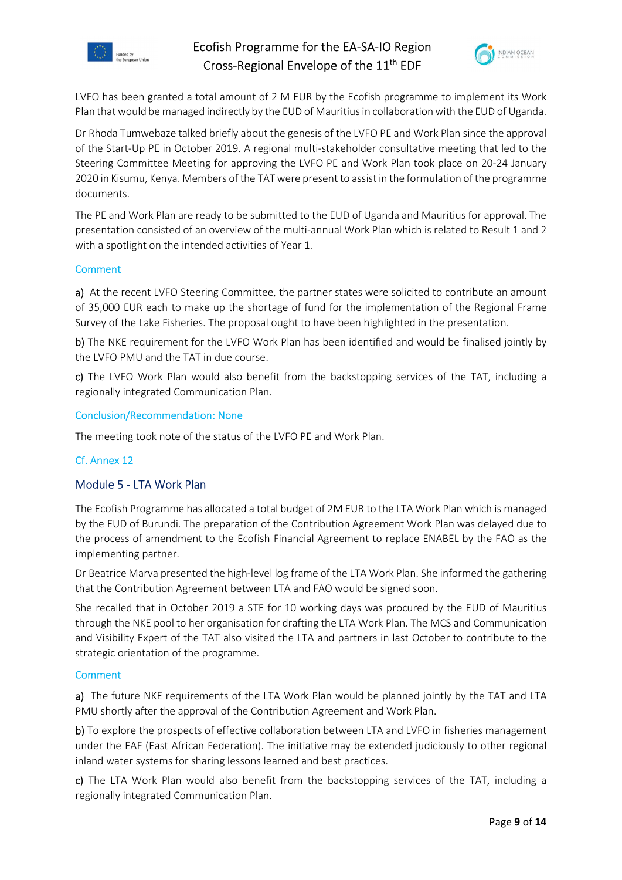LVFO has been granted a total amount of 2 M EUR by the Ecofish programme to implement its Work Plan that would be managed indirectly by the EUD of Mauritius in collaboration with the EUD of Uganda.

Dr Rhoda Tumwebaze talked briefly about the genesis of the LVFO PE and Work Plan since the approval of the Start-Up PE in October 2019. A regional multi-stakeholder consultative meeting that led to the Steering Committee Meeting for approving the LVFO PE and Work Plan took place on 20-24 January 2020 in Kisumu, Kenya. Members of the TAT were present to assist in the formulation of the programme documents.

The PE and Work Plan are ready to be submitted to the EUD of Uganda and Mauritius for approval. The presentation consisted of an overview of the multi-annual Work Plan which is related to Result 1 and 2 with a spotlight on the intended activities of Year 1.

Comment

**a)** At the recent LVFO Steering Committee, the partner states were solicited to contribute an amount of 35,000 EUR each to make up the shortage of fund for the implementation of the Regional Frame Survey of the Lake Fisheries. The proposal ought to have been highlighted in the presentation.

**b)** The NKE requirement for the LVFO Work Plan has been identified and would be finalised jointly by the LVFO PMU and the TAT in due course.

**c)** The LVFO Work Plan would also benefit from the backstopping services of the TAT, including a regionally integrated Communication Plan.

Conclusion/Recommendation: None

The meeting took note of the status of the LVFO PE and Work Plan.

Cf. Annex 12

## Module 5 - LTA Work Plan

The Ecofish Programme has allocated a total budget of 2M EUR to the LTA Work Plan which is managed by the EUD of Burundi. The preparation of the Contribution Agreement Work Plan was delayed due to the process of amendment to the Ecofish Financial Agreement to replace ENABEL by the FAO as the implementing partner.

Dr Beatrice Marva presented the high-level log frame of the LTA Work Plan. She informed the gathering that the Contribution Agreement between LTA and FAO would be signed soon.

She recalled that in October 2019 a STE for 10 working days was procured by the EUD of Mauritius through the NKE pool to her organisation for drafting the LTA Work Plan. The MCS and Communication and Visibility Expert of the TAT also visited the LTA and partners in last October to contribute to the strategic orientation of the programme.

Comment

**a)** The future NKE requirements of the LTA Work Plan would be planned jointly by the TAT and LTA PMU shortly after the approval of the Contribution Agreement and Work Plan.

**b)** To explore the prospects of effective collaboration between LTA and LVFO in fisheries management under the EAF (East African Federation). The initiative may be extended judiciously to other regional inland water systems for sharing lessons learned and best practices.

**c)** The LTA Work Plan would also benefit from the backstopping services of the TAT, including a regionally integrated Communication Plan.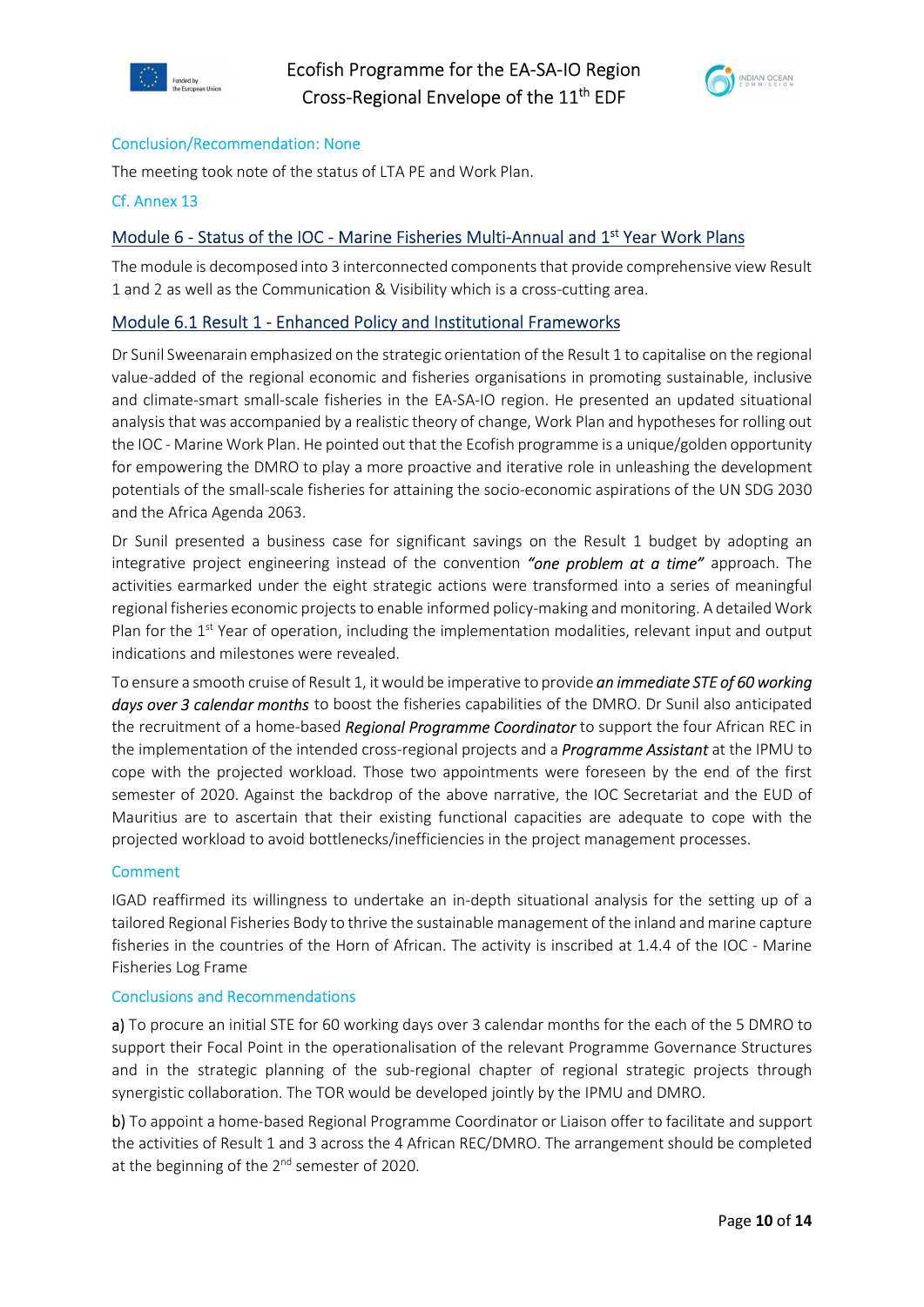Conclusion/Recommendation: None

The meeting took note of the status of LTA PE and Work Plan.

Cf. Annex 13

## Module 6 - Status of the IOC - Marine Fisheries Multi-Annual and 1st Year Work Plans

The module is decomposed into 3 interconnected components that provide comprehensive view Result 1 and 2 as well as the Communication & Visibility which is a cross-cutting area.

### Module 6.1 Result 1 - Enhanced Policy and Institutional Frameworks

Dr Sunil Sweenarain emphasized on the strategic orientation of the Result 1 to capitalise on the regional value-added of the regional economic and fisheries organisations in promoting sustainable, inclusive and climate-smart small-scale fisheries in the EA-SA-IO region. He presented an updated situational analysis that was accompanied by a realistic theory of change, Work Plan and hypotheses for rolling out the IOC - Marine Work Plan. He pointed out that the Ecofish programme is a unique/golden opportunity for empowering the DMRO to play a more proactive and iterative role in unleashing the development potentials of the small-scale fisheries for attaining the socio-economic aspirations of the UN SDG 2030 and the Africa Agenda 2063.

Dr Sunil presented a business case for significant savings on the Result 1 budget by adopting an integrative project engineering instead of the convention *"one problem at a time"* approach. The activities earmarked under the eight strategic actions were transformed into a series of meaningful regional fisheries economic projects to enable informed policy-making and monitoring. A detailed Work Plan for the 1st Year of operation, including the implementation modalities, relevant input and output indications and milestones were revealed.

To ensure a smooth cruise of Result 1, it would be imperative to provide ***an immediate STE of 60 working days over 3 calendar months*** to boost the fisheries capabilities of the DMRO. Dr Sunil also anticipated the recruitment of a home-based *Regional Programme Coordinator* to support the four African REC in the implementation of the intended cross-regional projects and a *Programme Assistant* at the IPMU to cope with the projected workload. Those two appointments were foreseen by the end of the first semester of 2020. Against the backdrop of the above narrative, the IOC Secretariat and the EUD of Mauritius are to ascertain that their existing functional capacities are adequate to cope with the projected workload to avoid bottlenecks/inefficiencies in the project management processes.

Comment

IGAD reaffirmed its willingness to undertake an in-depth situational analysis for the setting up of a tailored Regional Fisheries Body to thrive the sustainable management of the inland and marine capture fisheries in the countries of the Horn of African. The activity is inscribed at 1.4.4 of the IOC - Marine Fisheries Log Frame

Conclusions and Recommendations

a) To procure an initial STE for 60 working days over 3 calendar months for the each of the 5 DMRO to support their Focal Point in the operationalisation of the relevant Programme Governance Structures and in the strategic planning of the sub-regional chapter of regional strategic projects through synergistic collaboration. The TOR would be developed jointly by the IPMU and DMRO.

b) To appoint a home-based Regional Programme Coordinator or Liaison offer to facilitate and support the activities of Result 1 and 3 across the 4 African REC/DMRO. The arrangement should be completed at the beginning of the 2nd semester of 2020.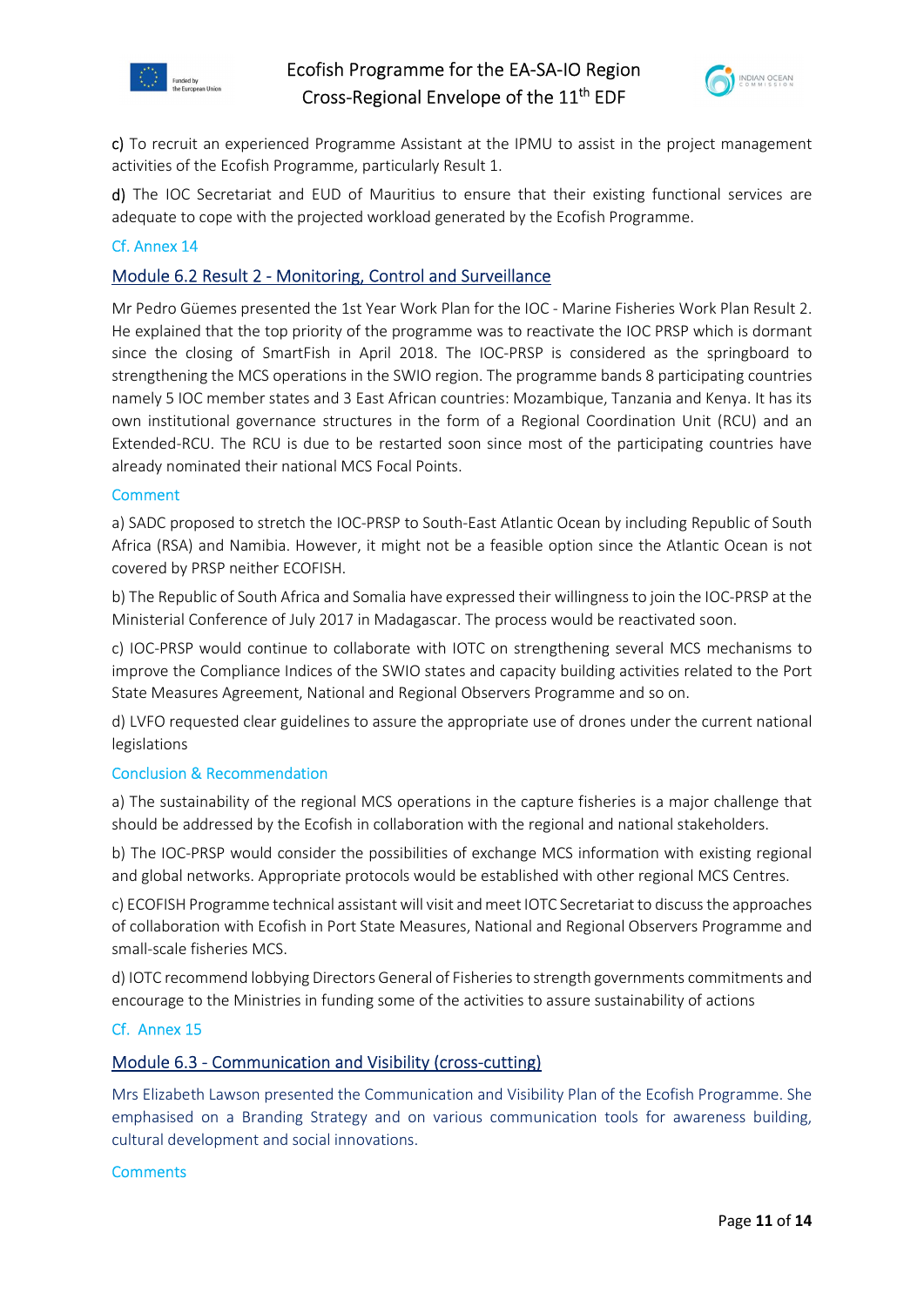c) To recruit an experienced Programme Assistant at the IPMU to assist in the project management activities of the Ecofish Programme, particularly Result 1.

d) The IOC Secretariat and EUD of Mauritius to ensure that their existing functional services are adequate to cope with the projected workload generated by the Ecofish Programme.

Cf. Annex 14

## Module 6.2 Result 2 - Monitoring, Control and Surveillance

Mr Pedro Güemes presented the 1st Year Work Plan for the IOC - Marine Fisheries Work Plan Result 2. He explained that the top priority of the programme was to reactivate the IOC PRSP which is dormant since the closing of SmartFish in April 2018. The IOC-PRSP is considered as the springboard to strengthening the MCS operations in the SWIO region. The programme bands 8 participating countries namely 5 IOC member states and 3 East African countries: Mozambique, Tanzania and Kenya. It has its own institutional governance structures in the form of a Regional Coordination Unit (RCU) and an Extended-RCU. The RCU is due to be restarted soon since most of the participating countries have already nominated their national MCS Focal Points.

### Comment

a) SADC proposed to stretch the IOC-PRSP to South-East Atlantic Ocean by including Republic of South Africa (RSA) and Namibia. However, it might not be a feasible option since the Atlantic Ocean is not covered by PRSP neither ECOFISH.

b) The Republic of South Africa and Somalia have expressed their willingness to join the IOC-PRSP at the Ministerial Conference of July 2017 in Madagascar. The process would be reactivated soon.

c) IOC-PRSP would continue to collaborate with IOTC on strengthening several MCS mechanisms to improve the Compliance Indices of the SWIO states and capacity building activities related to the Port State Measures Agreement, National and Regional Observers Programme and so on.

d) LVFO requested clear guidelines to assure the appropriate use of drones under the current national legislations

### Conclusion & Recommendation

a) The sustainability of the regional MCS operations in the capture fisheries is a major challenge that should be addressed by the Ecofish in collaboration with the regional and national stakeholders.

b) The IOC-PRSP would consider the possibilities of exchange MCS information with existing regional and global networks. Appropriate protocols would be established with other regional MCS Centres.

c) ECOFISH Programme technical assistant will visit and meet IOTC Secretariat to discuss the approaches of collaboration with Ecofish in Port State Measures, National and Regional Observers Programme and small-scale fisheries MCS.

d) IOTC recommend lobbying Directors General of Fisheries to strength governments commitments and encourage to the Ministries in funding some of the activities to assure sustainability of actions

Cf. Annex 15

## Module 6.3 - Communication and Visibility (cross-cutting)

Mrs Elizabeth Lawson presented the Communication and Visibility Plan of the Ecofish Programme. She emphasised on a Branding Strategy and on various communication tools for awareness building, cultural development and social innovations.

### Comments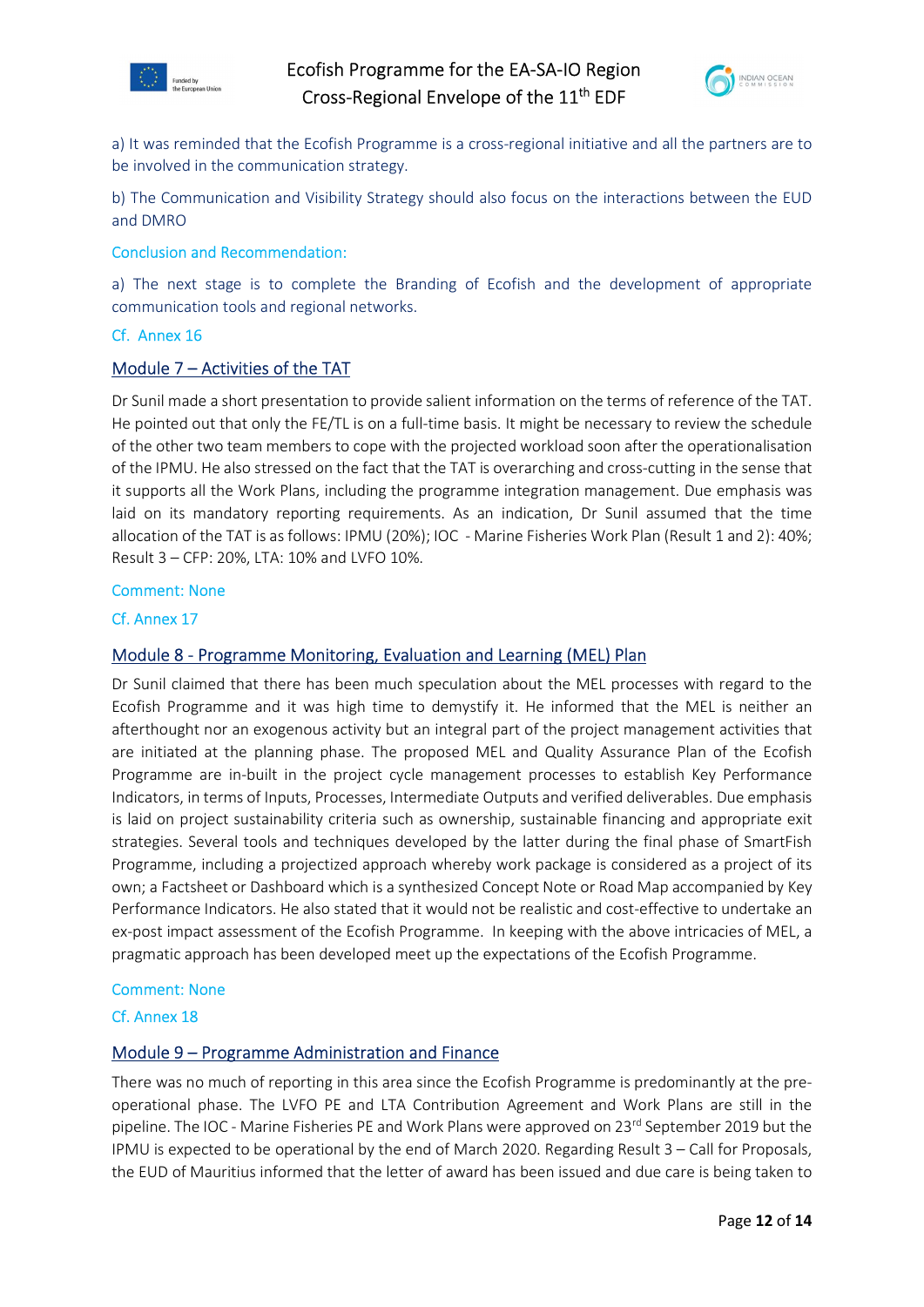a) It was reminded that the Ecofish Programme is a cross-regional initiative and all the partners are to be involved in the communication strategy.

b) The Communication and Visibility Strategy should also focus on the interactions between the EUD and DMRO

Conclusion and Recommendation:

a) The next stage is to complete the Branding of Ecofish and the development of appropriate communication tools and regional networks.

Cf. Annex 16

## Module 7 – Activities of the TAT

Dr Sunil made a short presentation to provide salient information on the terms of reference of the TAT. He pointed out that only the FE/TL is on a full-time basis. It might be necessary to review the schedule of the other two team members to cope with the projected workload soon after the operationalisation of the IPMU. He also stressed on the fact that the TAT is overarching and cross-cutting in the sense that it supports all the Work Plans, including the programme integration management. Due emphasis was laid on its mandatory reporting requirements. As an indication, Dr Sunil assumed that the time allocation of the TAT is as follows: IPMU (20%); IOC - Marine Fisheries Work Plan (Result 1 and 2): 40%; Result 3 – CFP: 20%, LTA: 10% and LVFO 10%.

Comment: None

Cf. Annex 17

## Module 8 - Programme Monitoring, Evaluation and Learning (MEL) Plan

Dr Sunil claimed that there has been much speculation about the MEL processes with regard to the Ecofish Programme and it was high time to demystify it. He informed that the MEL is neither an afterthought nor an exogenous activity but an integral part of the project management activities that are initiated at the planning phase. The proposed MEL and Quality Assurance Plan of the Ecofish Programme are in-built in the project cycle management processes to establish Key Performance Indicators, in terms of Inputs, Processes, Intermediate Outputs and verified deliverables. Due emphasis is laid on project sustainability criteria such as ownership, sustainable financing and appropriate exit strategies. Several tools and techniques developed by the latter during the final phase of SmartFish Programme, including a projectized approach whereby work package is considered as a project of its own; a Factsheet or Dashboard which is a synthesized Concept Note or Road Map accompanied by Key Performance Indicators. He also stated that it would not be realistic and cost-effective to undertake an ex-post impact assessment of the Ecofish Programme. In keeping with the above intricacies of MEL, a pragmatic approach has been developed meet up the expectations of the Ecofish Programme.

Comment: None

Cf. Annex 18

## Module 9 – Programme Administration and Finance

There was no much of reporting in this area since the Ecofish Programme is predominantly at the pre-operational phase. The LVFO PE and LTA Contribution Agreement and Work Plans are still in the pipeline. The IOC - Marine Fisheries PE and Work Plans were approved on 23rd September 2019 but the IPMU is expected to be operational by the end of March 2020. Regarding Result 3 – Call for Proposals, the EUD of Mauritius informed that the letter of award has been issued and due care is being taken to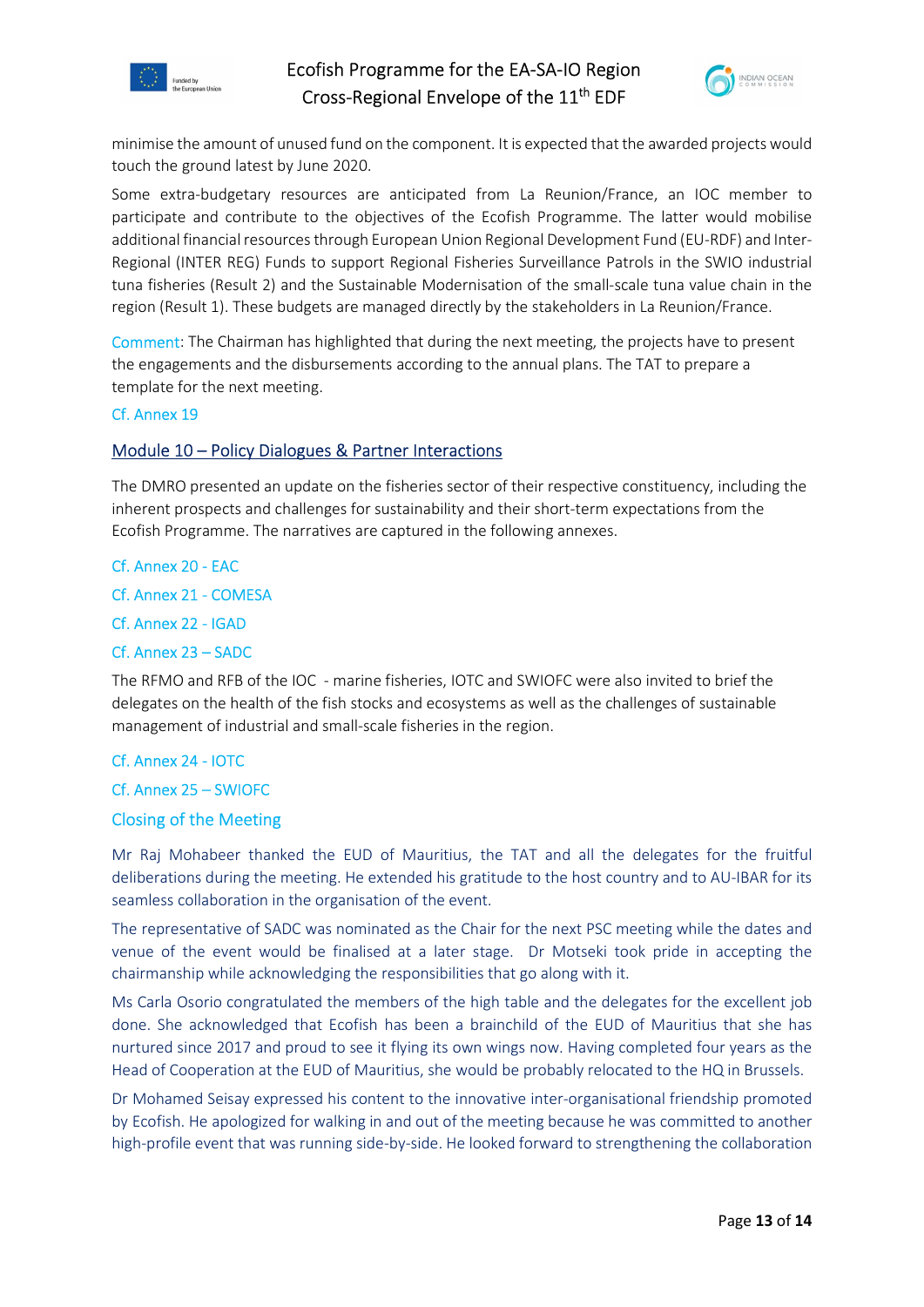minimise the amount of unused fund on the component. It is expected that the awarded projects would touch the ground latest by June 2020.

Some extra-budgetary resources are anticipated from La Reunion/France, an IOC member to participate and contribute to the objectives of the Ecofish Programme. The latter would mobilise additional financial resources through European Union Regional Development Fund (EU-RDF) and Inter-Regional (INTER REG) Funds to support Regional Fisheries Surveillance Patrols in the SWIO industrial tuna fisheries (Result 2) and the Sustainable Modernisation of the small-scale tuna value chain in the region (Result 1). These budgets are managed directly by the stakeholders in La Reunion/France.

Comment: The Chairman has highlighted that during the next meeting, the projects have to present the engagements and the disbursements according to the annual plans. The TAT to prepare a template for the next meeting.

Cf. Annex 19

## Module 10 – Policy Dialogues & Partner Interactions

The DMRO presented an update on the fisheries sector of their respective constituency, including the inherent prospects and challenges for sustainability and their short-term expectations from the Ecofish Programme. The narratives are captured in the following annexes.

Cf. Annex 20 - EAC

Cf. Annex 21 - COMESA

Cf. Annex 22 - IGAD

Cf. Annex 23 – SADC

The RFMO and RFB of the IOC - marine fisheries, IOTC and SWIOFC were also invited to brief the delegates on the health of the fish stocks and ecosystems as well as the challenges of sustainable management of industrial and small-scale fisheries in the region.

Cf. Annex 24 - IOTC

Cf. Annex 25 – SWIOFC

## Closing of the Meeting

Mr Raj Mohabeer thanked the EUD of Mauritius, the TAT and all the delegates for the fruitful deliberations during the meeting. He extended his gratitude to the host country and to AU-IBAR for its seamless collaboration in the organisation of the event.

The representative of SADC was nominated as the Chair for the next PSC meeting while the dates and venue of the event would be finalised at a later stage. Dr Motseki took pride in accepting the chairmanship while acknowledging the responsibilities that go along with it.

Ms Carla Osorio congratulated the members of the high table and the delegates for the excellent job done. She acknowledged that Ecofish has been a brainchild of the EUD of Mauritius that she has nurtured since 2017 and proud to see it flying its own wings now. Having completed four years as the Head of Cooperation at the EUD of Mauritius, she would be probably relocated to the HQ in Brussels.

Dr Mohamed Seisay expressed his content to the innovative inter-organisational friendship promoted by Ecofish. He apologized for walking in and out of the meeting because he was committed to another high-profile event that was running side-by-side. He looked forward to strengthening the collaboration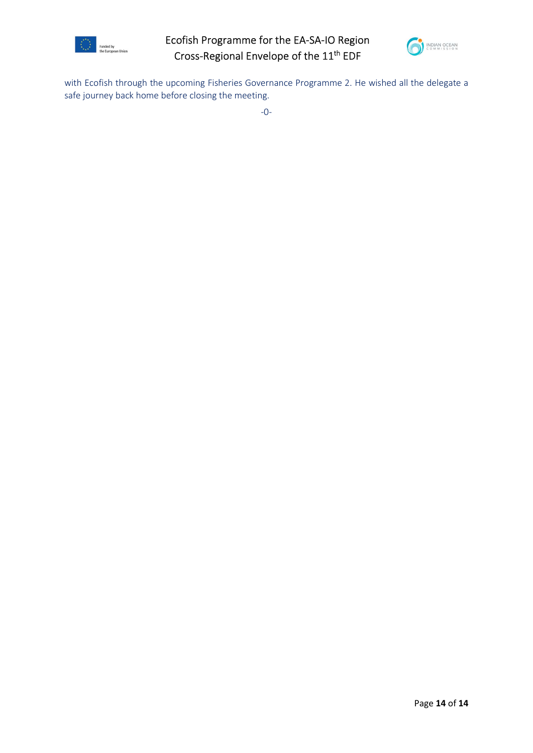with Ecofish through the upcoming Fisheries Governance Programme 2. He wished all the delegate a safe journey back home before closing the meeting.

-0-